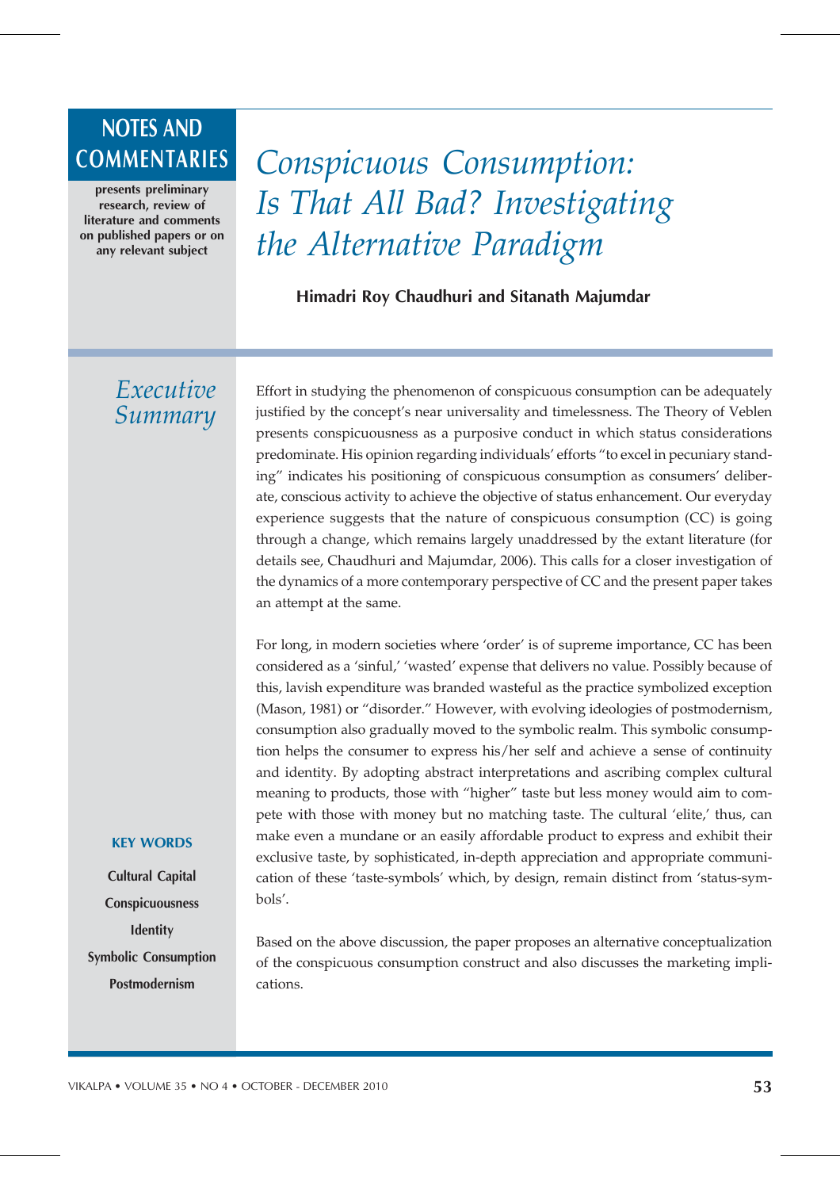NOTES AND COMMENTARIES

presents preliminary research, review of literature and comments on published papers or on any relevant subject

# Conspicuous Consumption: Is That All Bad? Investigating the Alternative Paradigm

**Himadri Roy Chaudhuri and Sitanath Majumdar**

## *Executive Summary*

Effort in studying the phenomenon of conspicuous consumption can be adequately justified by the concept's near universality and timelessness. The Theory of Veblen presents conspicuousness as a purposive conduct in which status considerations predominate. His opinion regarding individuals' efforts "to excel in pecuniary standing" indicates his positioning of conspicuous consumption as consumers' deliberate, conscious activity to achieve the objective of status enhancement. Our everyday experience suggests that the nature of conspicuous consumption (CC) is going through a change, which remains largely unaddressed by the extant literature (for details see, Chaudhuri and Majumdar, 2006). This calls for a closer investigation of the dynamics of a more contemporary perspective of CC and the present paper takes an attempt at the same.

For long, in modern societies where 'order' is of supreme importance, CC has been considered as a 'sinful,' 'wasted' expense that delivers no value. Possibly because of this, lavish expenditure was branded wasteful as the practice symbolized exception (Mason, 1981) or "disorder." However, with evolving ideologies of postmodernism, consumption also gradually moved to the symbolic realm. This symbolic consumption helps the consumer to express his/her self and achieve a sense of continuity and identity. By adopting abstract interpretations and ascribing complex cultural meaning to products, those with "higher" taste but less money would aim to compete with those with money but no matching taste. The cultural 'elite,' thus, can make even a mundane or an easily affordable product to express and exhibit their exclusive taste, by sophisticated, in-depth appreciation and appropriate communication of these 'taste-symbols' which, by design, remain distinct from 'status-symbols'.

Based on the above discussion, the paper proposes an alternative conceptualization of the conspicuous consumption construct and also discusses the marketing implications.

**KEY WORDS**

Cultural Capital

Conspicuousness

Identity

Symbolic Consumption

Postmodernism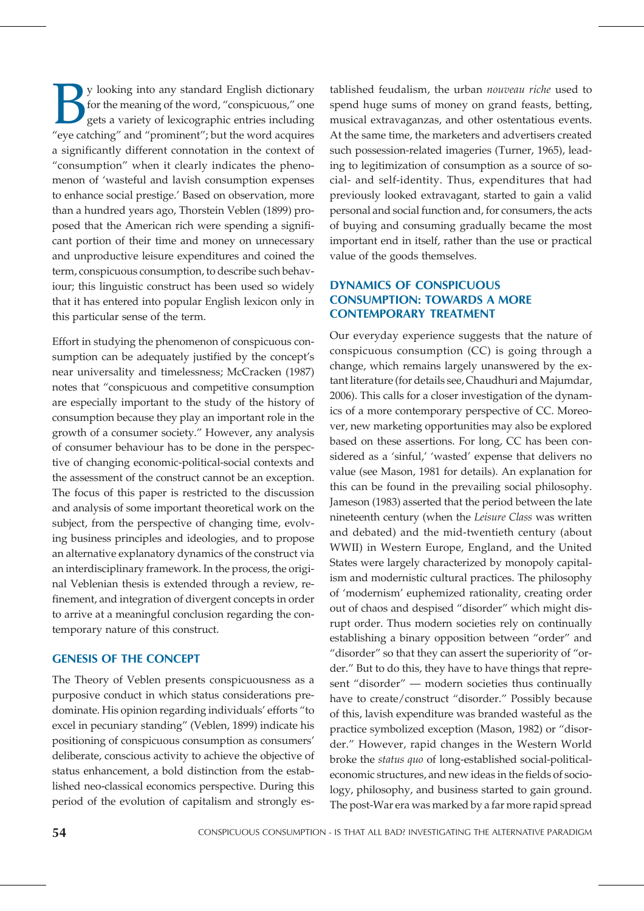By looking into any standard English dictionary for the meaning of the word, "conspicuous," one gets a variety of lexicographic entries including "eye catching" and "prominent"; but the word acquires a significantly different connotation in the context of "consumption" when it clearly indicates the phenomenon of 'wasteful and lavish consumption expenses to enhance social prestige.' Based on observation, more than a hundred years ago, Thorstein Veblen (1899) proposed that the American rich were spending a significant portion of their time and money on unnecessary and unproductive leisure expenditures and coined the term, conspicuous consumption, to describe such behaviour; this linguistic construct has been used so widely that it has entered into popular English lexicon only in this particular sense of the term.

Effort in studying the phenomenon of conspicuous consumption can be adequately justified by the concept's near universality and timelessness; McCracken (1987) notes that "conspicuous and competitive consumption are especially important to the study of the history of consumption because they play an important role in the growth of a consumer society." However, any analysis of consumer behaviour has to be done in the perspective of changing economic-political-social contexts and the assessment of the construct cannot be an exception. The focus of this paper is restricted to the discussion and analysis of some important theoretical work on the subject, from the perspective of changing time, evolving business principles and ideologies, and to propose an alternative explanatory dynamics of the construct via an interdisciplinary framework. In the process, the original Veblenian thesis is extended through a review, refinement, and integration of divergent concepts in order to arrive at a meaningful conclusion regarding the contemporary nature of this construct.

## GENESIS OF THE CONCEPT

The Theory of Veblen presents conspicuousness as a purposive conduct in which status considerations predominate. His opinion regarding individuals' efforts "to excel in pecuniary standing" (Veblen, 1899) indicate his positioning of conspicuous consumption as consumers' deliberate, conscious activity to achieve the objective of status enhancement, a bold distinction from the established neo-classical economics perspective. During this period of the evolution of capitalism and strongly established feudalism, the urban *nouveau riche* used to spend huge sums of money on grand feasts, betting, musical extravaganzas, and other ostentatious events. At the same time, the marketers and advertisers created such possession-related imageries (Turner, 1965), leading to legitimization of consumption as a source of social- and self-identity. Thus, expenditures that had previously looked extravagant, started to gain a valid personal and social function and, for consumers, the acts of buying and consuming gradually became the most important end in itself, rather than the use or practical value of the goods themselves.

## DYNAMICS OF CONSPICUOUS CONSUMPTION: TOWARDS A MORE CONTEMPORARY TREATMENT

Our everyday experience suggests that the nature of conspicuous consumption (CC) is going through a change, which remains largely unanswered by the extant literature (for details see, Chaudhuri and Majumdar, 2006). This calls for a closer investigation of the dynamics of a more contemporary perspective of CC. Moreover, new marketing opportunities may also be explored based on these assertions. For long, CC has been considered as a 'sinful,' 'wasted' expense that delivers no value (see Mason, 1981 for details). An explanation for this can be found in the prevailing social philosophy. Jameson (1983) asserted that the period between the late nineteenth century (when the *Leisure Class* was written and debated) and the mid-twentieth century (about WWII) in Western Europe, England, and the United States were largely characterized by monopoly capitalism and modernistic cultural practices. The philosophy of 'modernism' euphemized rationality, creating order out of chaos and despised "disorder" which might disrupt order. Thus modern societies rely on continually establishing a binary opposition between "order" and "disorder" so that they can assert the superiority of "order." But to do this, they have to have things that represent "disorder" — modern societies thus continually have to create/construct "disorder." Possibly because of this, lavish expenditure was branded wasteful as the practice symbolized exception (Mason, 1982) or "disorder." However, rapid changes in the Western World broke the *status quo* of long-established social-political-economic structures, and new ideas in the fields of sociology, philosophy, and business started to gain ground. The post-War era was marked by a far more rapid spread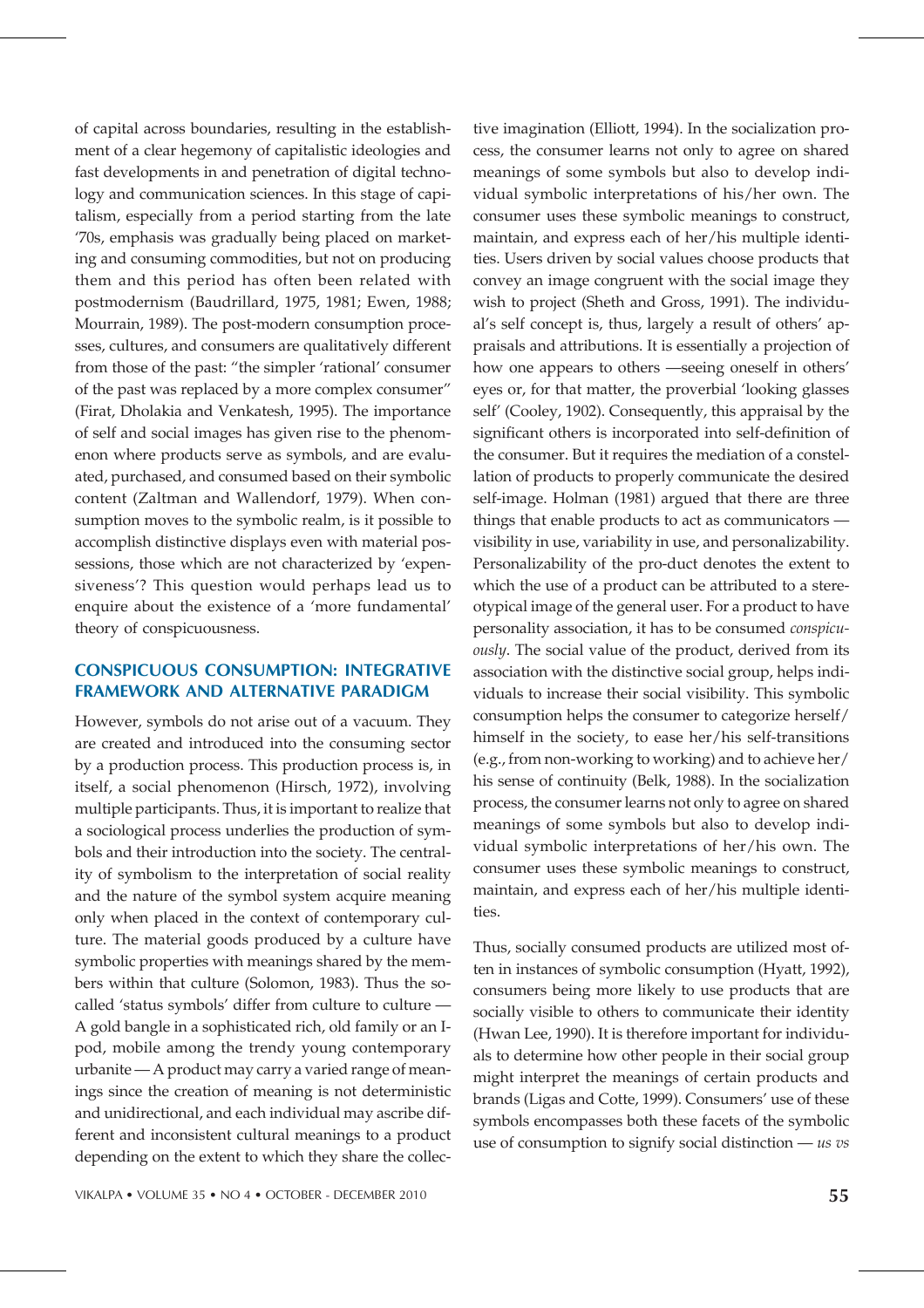of capital across boundaries, resulting in the establishment of a clear hegemony of capitalistic ideologies and fast developments in and penetration of digital technology and communication sciences. In this stage of capitalism, especially from a period starting from the late '70s, emphasis was gradually being placed on marketing and consuming commodities, but not on producing them and this period has often been related with postmodernism (Baudrillard, 1975, 1981; Ewen, 1988; Mourrain, 1989). The post-modern consumption processes, cultures, and consumers are qualitatively different from those of the past: "the simpler 'rational' consumer of the past was replaced by a more complex consumer" (Firat, Dholakia and Venkatesh, 1995). The importance of self and social images has given rise to the phenomenon where products serve as symbols, and are evaluated, purchased, and consumed based on their symbolic content (Zaltman and Wallendorf, 1979). When consumption moves to the symbolic realm, is it possible to accomplish distinctive displays even with material possessions, those which are not characterized by 'expensiveness'? This question would perhaps lead us to enquire about the existence of a 'more fundamental' theory of conspicuousness.

## CONSPICUOUS CONSUMPTION: INTEGRATIVE FRAMEWORK AND ALTERNATIVE PARADIGM

However, symbols do not arise out of a vacuum. They are created and introduced into the consuming sector by a production process. This production process is, in itself, a social phenomenon (Hirsch, 1972), involving multiple participants. Thus, it is important to realize that a sociological process underlies the production of symbols and their introduction into the society. The centrality of symbolism to the interpretation of social reality and the nature of the symbol system acquire meaning only when placed in the context of contemporary culture. The material goods produced by a culture have symbolic properties with meanings shared by the members within that culture (Solomon, 1983). Thus the so-called 'status symbols' differ from culture to culture — A gold bangle in a sophisticated rich, old family or an I-pod, mobile among the trendy young contemporary urbanite — A product may carry a varied range of meanings since the creation of meaning is not deterministic and unidirectional, and each individual may ascribe different and inconsistent cultural meanings to a product depending on the extent to which they share the collective imagination (Elliott, 1994). In the socialization process, the consumer learns not only to agree on shared meanings of some symbols but also to develop individual symbolic interpretations of his/her own. The consumer uses these symbolic meanings to construct, maintain, and express each of her/his multiple identities. Users driven by social values choose products that convey an image congruent with the social image they wish to project (Sheth and Gross, 1991). The individual's self concept is, thus, largely a result of others' appraisals and attributions. It is essentially a projection of how one appears to others —seeing oneself in others' eyes or, for that matter, the proverbial 'looking glasses self' (Cooley, 1902). Consequently, this appraisal by the significant others is incorporated into self-definition of the consumer. But it requires the mediation of a constellation of products to properly communicate the desired self-image. Holman (1981) argued that there are three things that enable products to act as communicators — visibility in use, variability in use, and personalizability. Personalizability of the pro-duct denotes the extent to which the use of a product can be attributed to a stereotypical image of the general user. For a product to have personality association, it has to be consumed *conspicuously*. The social value of the product, derived from its association with the distinctive social group, helps individuals to increase their social visibility. This symbolic consumption helps the consumer to categorize herself/himself in the society, to ease her/his self-transitions (e.g., from non-working to working) and to achieve her/his sense of continuity (Belk, 1988). In the socialization process, the consumer learns not only to agree on shared meanings of some symbols but also to develop individual symbolic interpretations of her/his own. The consumer uses these symbolic meanings to construct, maintain, and express each of her/his multiple identities.

Thus, socially consumed products are utilized most often in instances of symbolic consumption (Hyatt, 1992), consumers being more likely to use products that are socially visible to others to communicate their identity (Hwan Lee, 1990). It is therefore important for individuals to determine how other people in their social group might interpret the meanings of certain products and brands (Ligas and Cotte, 1999). Consumers' use of these symbols encompasses both these facets of the symbolic use of consumption to signify social distinction — *us vs*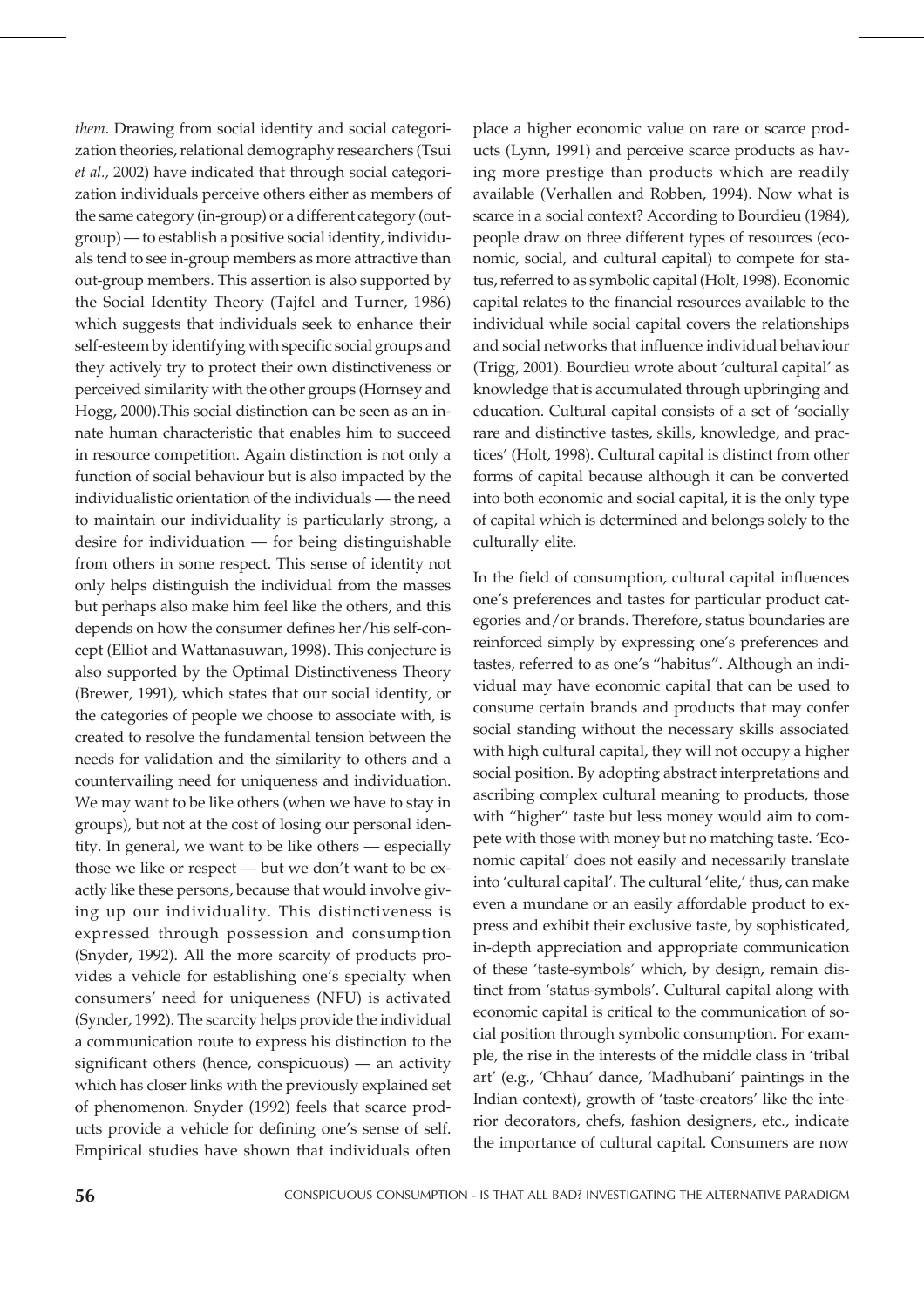*them*. Drawing from social identity and social categorization theories, relational demography researchers (Tsui *et al.,* 2002) have indicated that through social categorization individuals perceive others either as members of the same category (in-group) or a different category (out-group) — to establish a positive social identity, individuals tend to see in-group members as more attractive than out-group members. This assertion is also supported by the Social Identity Theory (Tajfel and Turner, 1986) which suggests that individuals seek to enhance their self-esteem by identifying with specific social groups and they actively try to protect their own distinctiveness or perceived similarity with the other groups (Hornsey and Hogg, 2000).This social distinction can be seen as an innate human characteristic that enables him to succeed in resource competition. Again distinction is not only a function of social behaviour but is also impacted by the individualistic orientation of the individuals — the need to maintain our individuality is particularly strong, a desire for individuation — for being distinguishable from others in some respect. This sense of identity not only helps distinguish the individual from the masses but perhaps also make him feel like the others, and this depends on how the consumer defines her/his self-concept (Elliot and Wattanasuwan, 1998). This conjecture is also supported by the Optimal Distinctiveness Theory (Brewer, 1991), which states that our social identity, or the categories of people we choose to associate with, is created to resolve the fundamental tension between the needs for validation and the similarity to others and a countervailing need for uniqueness and individuation. We may want to be like others (when we have to stay in groups), but not at the cost of losing our personal identity. In general, we want to be like others — especially those we like or respect — but we don't want to be exactly like these persons, because that would involve giving up our individuality. This distinctiveness is expressed through possession and consumption (Snyder, 1992). All the more scarcity of products provides a vehicle for establishing one's specialty when consumers' need for uniqueness (NFU) is activated (Synder, 1992). The scarcity helps provide the individual a communication route to express his distinction to the significant others (hence, conspicuous) — an activity which has closer links with the previously explained set of phenomenon. Snyder (1992) feels that scarce products provide a vehicle for defining one's sense of self. Empirical studies have shown that individuals often place a higher economic value on rare or scarce products (Lynn, 1991) and perceive scarce products as having more prestige than products which are readily available (Verhallen and Robben, 1994). Now what is scarce in a social context? According to Bourdieu (1984), people draw on three different types of resources (economic, social, and cultural capital) to compete for status, referred to as symbolic capital (Holt, 1998). Economic capital relates to the financial resources available to the individual while social capital covers the relationships and social networks that influence individual behaviour (Trigg, 2001). Bourdieu wrote about 'cultural capital' as knowledge that is accumulated through upbringing and education. Cultural capital consists of a set of 'socially rare and distinctive tastes, skills, knowledge, and practices' (Holt, 1998). Cultural capital is distinct from other forms of capital because although it can be converted into both economic and social capital, it is the only type of capital which is determined and belongs solely to the culturally elite.

In the field of consumption, cultural capital influences one's preferences and tastes for particular product categories and/or brands. Therefore, status boundaries are reinforced simply by expressing one's preferences and tastes, referred to as one's "habitus". Although an individual may have economic capital that can be used to consume certain brands and products that may confer social standing without the necessary skills associated with high cultural capital, they will not occupy a higher social position. By adopting abstract interpretations and ascribing complex cultural meaning to products, those with "higher" taste but less money would aim to compete with those with money but no matching taste. 'Economic capital' does not easily and necessarily translate into 'cultural capital'. The cultural 'elite,' thus, can make even a mundane or an easily affordable product to express and exhibit their exclusive taste, by sophisticated, in-depth appreciation and appropriate communication of these 'taste-symbols' which, by design, remain distinct from 'status-symbols'. Cultural capital along with economic capital is critical to the communication of social position through symbolic consumption. For example, the rise in the interests of the middle class in 'tribal art' (e.g., 'Chhau' dance, 'Madhubani' paintings in the Indian context), growth of 'taste-creators' like the interior decorators, chefs, fashion designers, etc., indicate the importance of cultural capital. Consumers are now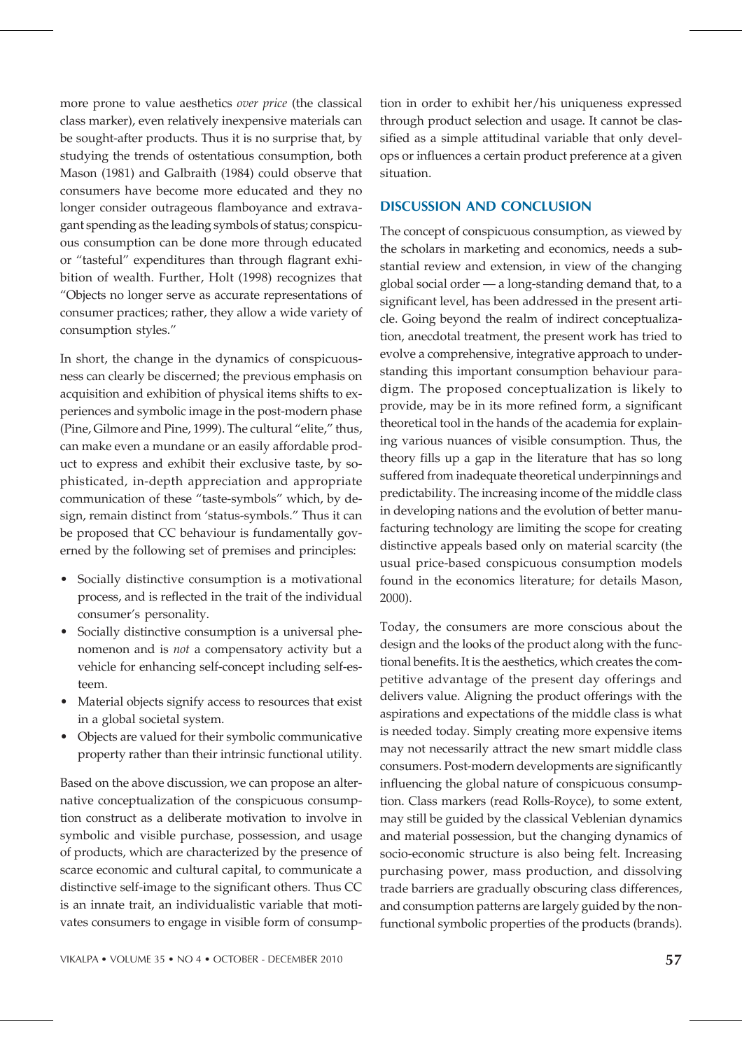more prone to value aesthetics *over price* (the classical class marker), even relatively inexpensive materials can be sought-after products. Thus it is no surprise that, by studying the trends of ostentatious consumption, both Mason (1981) and Galbraith (1984) could observe that consumers have become more educated and they no longer consider outrageous flamboyance and extravagant spending as the leading symbols of status; conspicuous consumption can be done more through educated or "tasteful" expenditures than through flagrant exhibition of wealth. Further, Holt (1998) recognizes that "Objects no longer serve as accurate representations of consumer practices; rather, they allow a wide variety of consumption styles."

In short, the change in the dynamics of conspicuousness can clearly be discerned; the previous emphasis on acquisition and exhibition of physical items shifts to experiences and symbolic image in the post-modern phase (Pine, Gilmore and Pine, 1999). The cultural "elite," thus, can make even a mundane or an easily affordable product to express and exhibit their exclusive taste, by sophisticated, in-depth appreciation and appropriate communication of these "taste-symbols" which, by design, remain distinct from 'status-symbols.' Thus it can be proposed that CC behaviour is fundamentally governed by the following set of premises and principles:

- Socially distinctive consumption is a motivational process, and is reflected in the trait of the individual consumer's personality.
- Socially distinctive consumption is a universal phenomenon and is *not* a compensatory activity but a vehicle for enhancing self-concept including self-esteem.
- Material objects signify access to resources that exist in a global societal system.
- Objects are valued for their symbolic communicative property rather than their intrinsic functional utility.

Based on the above discussion, we can propose an alternative conceptualization of the conspicuous consumption construct as a deliberate motivation to involve in symbolic and visible purchase, possession, and usage of products, which are characterized by the presence of scarce economic and cultural capital, to communicate a distinctive self-image to the significant others. Thus CC is an innate trait, an individualistic variable that motivates consumers to engage in visible form of consumption in order to exhibit her/his uniqueness expressed through product selection and usage. It cannot be classified as a simple attitudinal variable that only develops or influences a certain product preference at a given situation.

## DISCUSSION AND CONCLUSION

The concept of conspicuous consumption, as viewed by the scholars in marketing and economics, needs a substantial review and extension, in view of the changing global social order — a long-standing demand that, to a significant level, has been addressed in the present article. Going beyond the realm of indirect conceptualization, anecdotal treatment, the present work has tried to evolve a comprehensive, integrative approach to understanding this important consumption behaviour paradigm. The proposed conceptualization is likely to provide, may be in its more refined form, a significant theoretical tool in the hands of the academia for explaining various nuances of visible consumption. Thus, the theory fills up a gap in the literature that has so long suffered from inadequate theoretical underpinnings and predictability. The increasing income of the middle class in developing nations and the evolution of better manufacturing technology are limiting the scope for creating distinctive appeals based only on material scarcity (the usual price-based conspicuous consumption models found in the economics literature; for details Mason, 2000).

Today, the consumers are more conscious about the design and the looks of the product along with the functional benefits. It is the aesthetics, which creates the competitive advantage of the present day offerings and delivers value. Aligning the product offerings with the aspirations and expectations of the middle class is what is needed today. Simply creating more expensive items may not necessarily attract the new smart middle class consumers. Post-modern developments are significantly influencing the global nature of conspicuous consumption. Class markers (read Rolls-Royce), to some extent, may still be guided by the classical Veblenian dynamics and material possession, but the changing dynamics of socio-economic structure is also being felt. Increasing purchasing power, mass production, and dissolving trade barriers are gradually obscuring class differences, and consumption patterns are largely guided by the non-functional symbolic properties of the products (brands).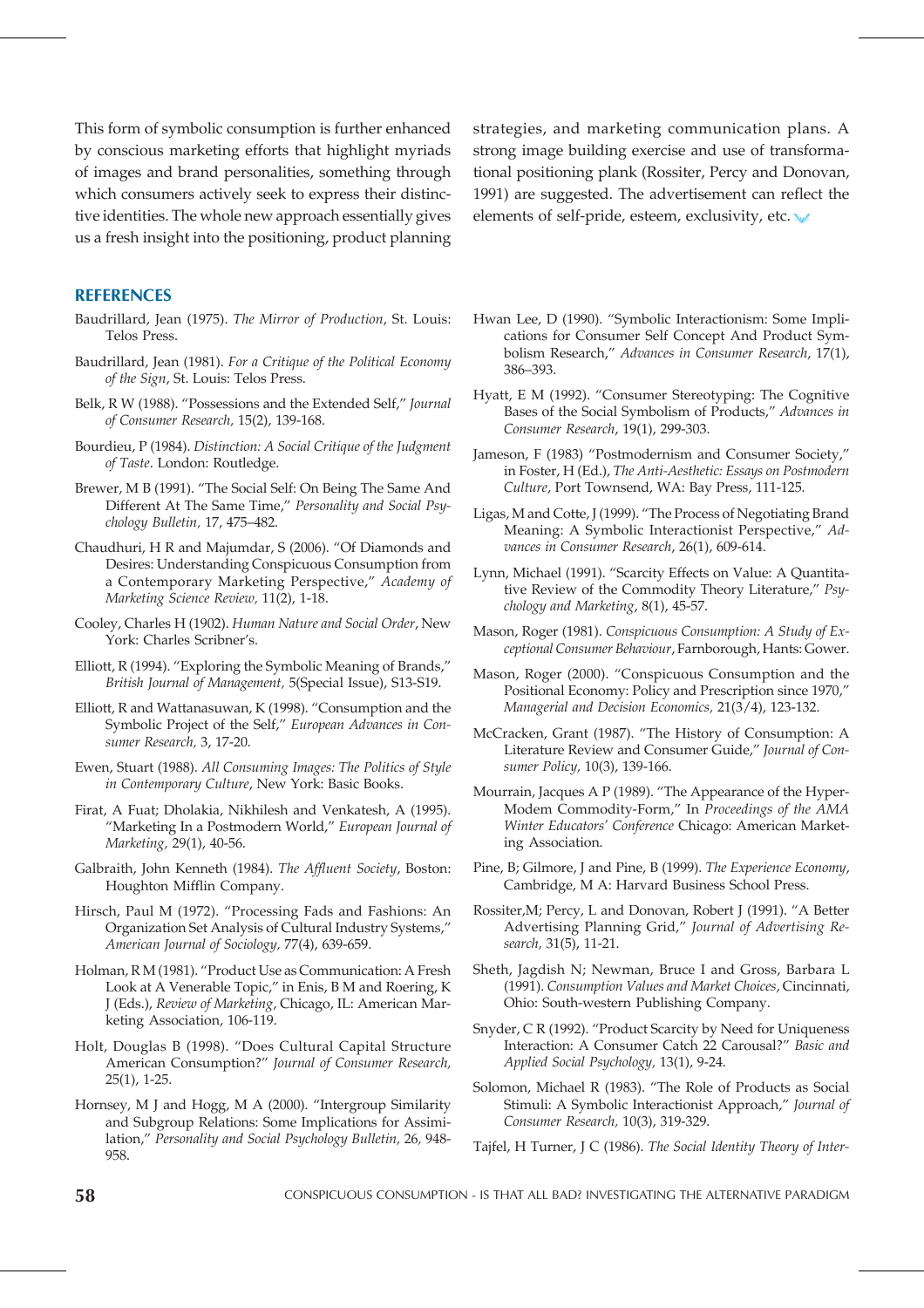This form of symbolic consumption is further enhanced by conscious marketing efforts that highlight myriads of images and brand personalities, something through which consumers actively seek to express their distinctive identities. The whole new approach essentially gives us a fresh insight into the positioning, product planning strategies, and marketing communication plans. A strong image building exercise and use of transformational positioning plank (Rossiter, Percy and Donovan, 1991) are suggested. The advertisement can reflect the elements of self-pride, esteem, exclusivity, etc.

## REFERENCES

Baudrillard, Jean (1975). *The Mirror of Production*, St. Louis: Telos Press.

Baudrillard, Jean (1981). *For a Critique of the Political Economy of the Sign*, St. Louis: Telos Press.

Belk, R W (1988). "Possessions and the Extended Self," *Journal of Consumer Research,* 15(2), 139-168.

Bourdieu, P (1984). *Distinction: A Social Critique of the Judgment of Taste*. London: Routledge.

Brewer, M B (1991). "The Social Self: On Being The Same And Different At The Same Time," *Personality and Social Psychology Bulletin,* 17, 475–482.

Chaudhuri, H R and Majumdar, S (2006). "Of Diamonds and Desires: Understanding Conspicuous Consumption from a Contemporary Marketing Perspective," *Academy of Marketing Science Review,* 11(2), 1-18.

Cooley, Charles H (1902). *Human Nature and Social Order*, New York: Charles Scribner's.

Elliott, R (1994). "Exploring the Symbolic Meaning of Brands," *British Journal of Management,* 5(Special Issue), S13-S19.

Elliott, R and Wattanasuwan, K (1998). "Consumption and the Symbolic Project of the Self," *European Advances in Consumer Research,* 3, 17-20.

Ewen, Stuart (1988). *All Consuming Images: The Politics of Style in Contemporary Culture*, New York: Basic Books.

Firat, A Fuat; Dholakia, Nikhilesh and Venkatesh, A (1995). "Marketing In a Postmodern World," *European Journal of Marketing,* 29(1), 40-56.

Galbraith, John Kenneth (1984). *The Affluent Society*, Boston: Houghton Mifflin Company.

Hirsch, Paul M (1972). "Processing Fads and Fashions: An Organization Set Analysis of Cultural Industry Systems," *American Journal of Sociology*, 77(4), 639-659.

Holman, R M (1981). "Product Use as Communication: A Fresh Look at A Venerable Topic," in Enis, B M and Roering, K J (Eds.), *Review of Marketing*, Chicago, IL: American Marketing Association, 106-119.

Holt, Douglas B (1998). "Does Cultural Capital Structure American Consumption?" *Journal of Consumer Research,* 25(1), 1-25.

Hornsey, M J and Hogg, M A (2000). "Intergroup Similarity and Subgroup Relations: Some Implications for Assimilation," *Personality and Social Psychology Bulletin,* 26, 948-958.

Hwan Lee, D (1990). "Symbolic Interactionism: Some Implications for Consumer Self Concept And Product Symbolism Research," *Advances in Consumer Research*, 17(1), 386–393.

Hyatt, E M (1992). "Consumer Stereotyping: The Cognitive Bases of the Social Symbolism of Products," *Advances in Consumer Research*, 19(1), 299-303.

Jameson, F (1983) "Postmodernism and Consumer Society," in Foster, H (Ed.), *The Anti-Aesthetic: Essays on Postmodern Culture*, Port Townsend, WA: Bay Press, 111-125.

Ligas, M and Cotte, J (1999). "The Process of Negotiating Brand Meaning: A Symbolic Interactionist Perspective," *Advances in Consumer Research*, 26(1), 609-614.

Lynn, Michael (1991). "Scarcity Effects on Value: A Quantitative Review of the Commodity Theory Literature," *Psychology and Marketing*, 8(1), 45-57.

Mason, Roger (1981). *Conspicuous Consumption: A Study of Exceptional Consumer Behaviour*, Farnborough, Hants: Gower.

Mason, Roger (2000). "Conspicuous Consumption and the Positional Economy: Policy and Prescription since 1970," *Managerial and Decision Economics,* 21(3/4), 123-132.

McCracken, Grant (1987). "The History of Consumption: A Literature Review and Consumer Guide," *Journal of Consumer Policy,* 10(3), 139-166.

Mourrain, Jacques A P (1989). "The Appearance of the Hyper-Modern Commodity-Form," In *Proceedings of the AMA Winter Educators' Conference* Chicago: American Marketing Association.

Pine, B; Gilmore, J and Pine, B (1999). *The Experience Economy*, Cambridge, M A: Harvard Business School Press.

Rossiter,M; Percy, L and Donovan, Robert J (1991). "A Better Advertising Planning Grid," *Journal of Advertising Research,* 31(5), 11-21.

Sheth, Jagdish N; Newman, Bruce I and Gross, Barbara L (1991). *Consumption Values and Market Choices*, Cincinnati, Ohio: South-western Publishing Company.

Snyder, C R (1992). "Product Scarcity by Need for Uniqueness Interaction: A Consumer Catch 22 Carousal?" *Basic and Applied Social Psychology,* 13(1), 9-24.

Solomon, Michael R (1983). "The Role of Products as Social Stimuli: A Symbolic Interactionist Approach," *Journal of Consumer Research,* 10(3), 319-329.

Tajfel, H Turner, J C (1986). *The Social Identity Theory of Inter-*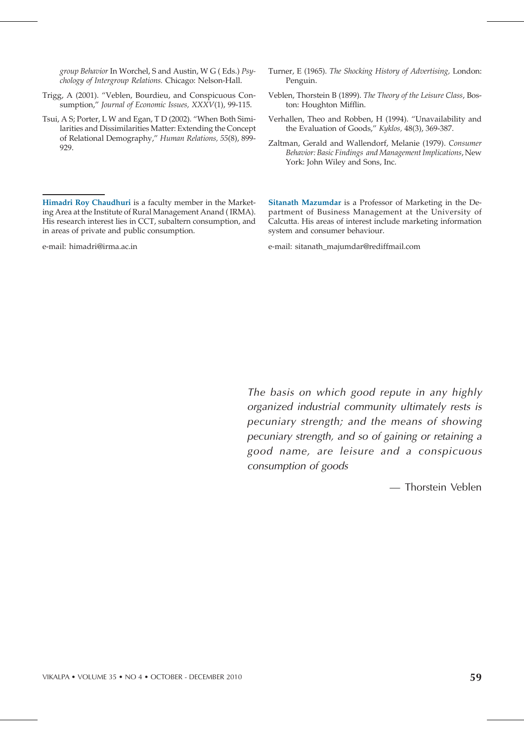*group Behavior* In Worchel, S and Austin, W G ( Eds.) *Psychology of Intergroup Relations.* Chicago: Nelson-Hall.

Trigg, A (2001). "Veblen, Bourdieu, and Conspicuous Consumption," *Journal of Economic Issues, XXXV*(1), 99-115.

Tsui, A S; Porter, L W and Egan, T D (2002). "When Both Similarities and Dissimilarities Matter: Extending the Concept of Relational Demography," *Human Relations, 55*(8), 899-929.

Turner, E (1965). *The Shocking History of Advertising,* London: Penguin.

Veblen, Thorstein B (1899). *The Theory of the Leisure Class*, Boston: Houghton Mifflin.

Verhallen, Theo and Robben, H (1994). "Unavailability and the Evaluation of Goods," *Kyklos,* 48(3), 369-387.

Zaltman, Gerald and Wallendorf, Melanie (1979). *Consumer Behavior: Basic Findings and Management Implications*, New York: John Wiley and Sons, Inc.

---

**Himadri Roy Chaudhuri** is a faculty member in the Marketing Area at the Institute of Rural Management Anand ( IRMA). His research interest lies in CCT, subaltern consumption, and in areas of private and public consumption.

e-mail: himadri@irma.ac.in

**Sitanath Mazumdar** is a Professor of Marketing in the Department of Business Management at the University of Calcutta. His areas of interest include marketing information system and consumer behaviour.

e-mail: sitanath_majumdar@rediffmail.com

*The basis on which good repute in any highly organized industrial community ultimately rests is pecuniary strength; and the means of showing pecuniary strength, and so of gaining or retaining a good name, are leisure and a conspicuous consumption of goods*

— Thorstein Veblen